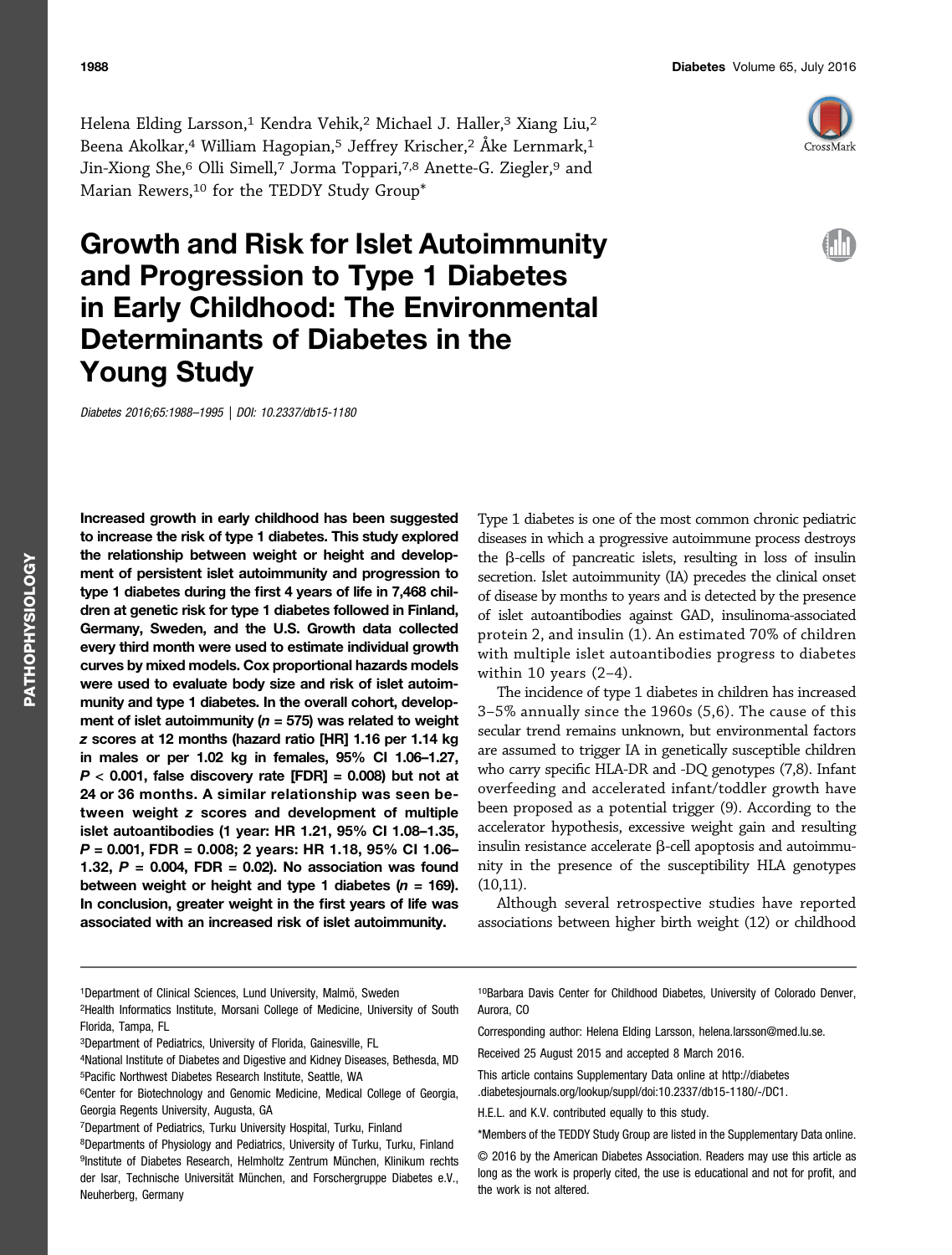Helena Elding Larsson,[1] Kendra Vehik,[2] Michael J. Haller,[3] Xiang Liu,[2] Beena Akolkar,[4] William Hagopian,[5] Jeffrey Krischer,[2] Åke Lernmark,[1] Jin-Xiong She,[6] Olli Simell,[7] Jorma Toppari,[7,8] Anette-G. Ziegler,[9] and Marian Rewers,[10] for the TEDDY Study Group*

# Growth and Risk for Islet Autoimmunity and Progression to Type 1 Diabetes in Early Childhood: The Environmental Determinants of Diabetes in the Young Study

*Diabetes 2016;65:1988–1995 | DOI: 10.2337/db15-1180*

**Increased growth in early childhood has been suggested to increase the risk of type 1 diabetes. This study explored the relationship between weight or height and development of persistent islet autoimmunity and progression to type 1 diabetes during the first 4 years of life in 7,468 children at genetic risk for type 1 diabetes followed in Finland, Germany, Sweden, and the U.S. Growth data collected every third month were used to estimate individual growth curves by mixed models. Cox proportional hazards models were used to evaluate body size and risk of islet autoimmunity and type 1 diabetes. In the overall cohort, development of islet autoimmunity ($n$ = 575) was related to weight $z$ scores at 12 months (hazard ratio [HR] 1.16 per 1.14 kg in males or per 1.02 kg in females, 95% CI 1.06–1.27, $P$ < 0.001, false discovery rate [FDR] = 0.008) but not at 24 or 36 months. A similar relationship was seen between weight $z$ scores and development of multiple islet autoantibodies (1 year: HR 1.21, 95% CI 1.08–1.35, $P$ = 0.001, FDR = 0.008; 2 years: HR 1.18, 95% CI 1.06–1.32, $P$ = 0.004, FDR = 0.02). No association was found between weight or height and type 1 diabetes ($n$ = 169). In conclusion, greater weight in the first years of life was associated with an increased risk of islet autoimmunity.**

Type 1 diabetes is one of the most common chronic pediatric diseases in which a progressive autoimmune process destroys the β-cells of pancreatic islets, resulting in loss of insulin secretion. Islet autoimmunity (IA) precedes the clinical onset of disease by months to years and is detected by the presence of islet autoantibodies against GAD, insulinoma-associated protein 2, and insulin (1). An estimated 70% of children with multiple islet autoantibodies progress to diabetes within 10 years (2–4).

The incidence of type 1 diabetes in children has increased 3–5% annually since the 1960s (5,6). The cause of this secular trend remains unknown, but environmental factors are assumed to trigger IA in genetically susceptible children who carry specific HLA-DR and -DQ genotypes (7,8). Infant overfeeding and accelerated infant/toddler growth have been proposed as a potential trigger (9). According to the accelerator hypothesis, excessive weight gain and resulting insulin resistance accelerate β-cell apoptosis and autoimmunity in the presence of the susceptibility HLA genotypes (10,11).

Although several retrospective studies have reported associations between higher birth weight (12) or childhood

---

[1]Department of Clinical Sciences, Lund University, Malmö, Sweden
[2]Health Informatics Institute, Morsani College of Medicine, University of South Florida, Tampa, FL
[3]Department of Pediatrics, University of Florida, Gainesville, FL
[4]National Institute of Diabetes and Digestive and Kidney Diseases, Bethesda, MD
[5]Pacific Northwest Diabetes Research Institute, Seattle, WA
[6]Center for Biotechnology and Genomic Medicine, Medical College of Georgia, Georgia Regents University, Augusta, GA
[7]Department of Pediatrics, Turku University Hospital, Turku, Finland
[8]Departments of Physiology and Pediatrics, University of Turku, Turku, Finland
[9]Institute of Diabetes Research, Helmholtz Zentrum München, Klinikum rechts der Isar, Technische Universität München, and Forschergruppe Diabetes e.V., Neuherberg, Germany
[10]Barbara Davis Center for Childhood Diabetes, University of Colorado Denver, Aurora, CO

Corresponding author: Helena Elding Larsson, helena.larsson@med.lu.se.

Received 25 August 2015 and accepted 8 March 2016.

This article contains Supplementary Data online at http://diabetes.diabetesjournals.org/lookup/suppl/doi:10.2337/db15-1180/-/DC1.

H.E.L. and K.V. contributed equally to this study.

*Members of the TEDDY Study Group are listed in the Supplementary Data online.

© 2016 by the American Diabetes Association. Readers may use this article as long as the work is properly cited, the use is educational and not for profit, and the work is not altered.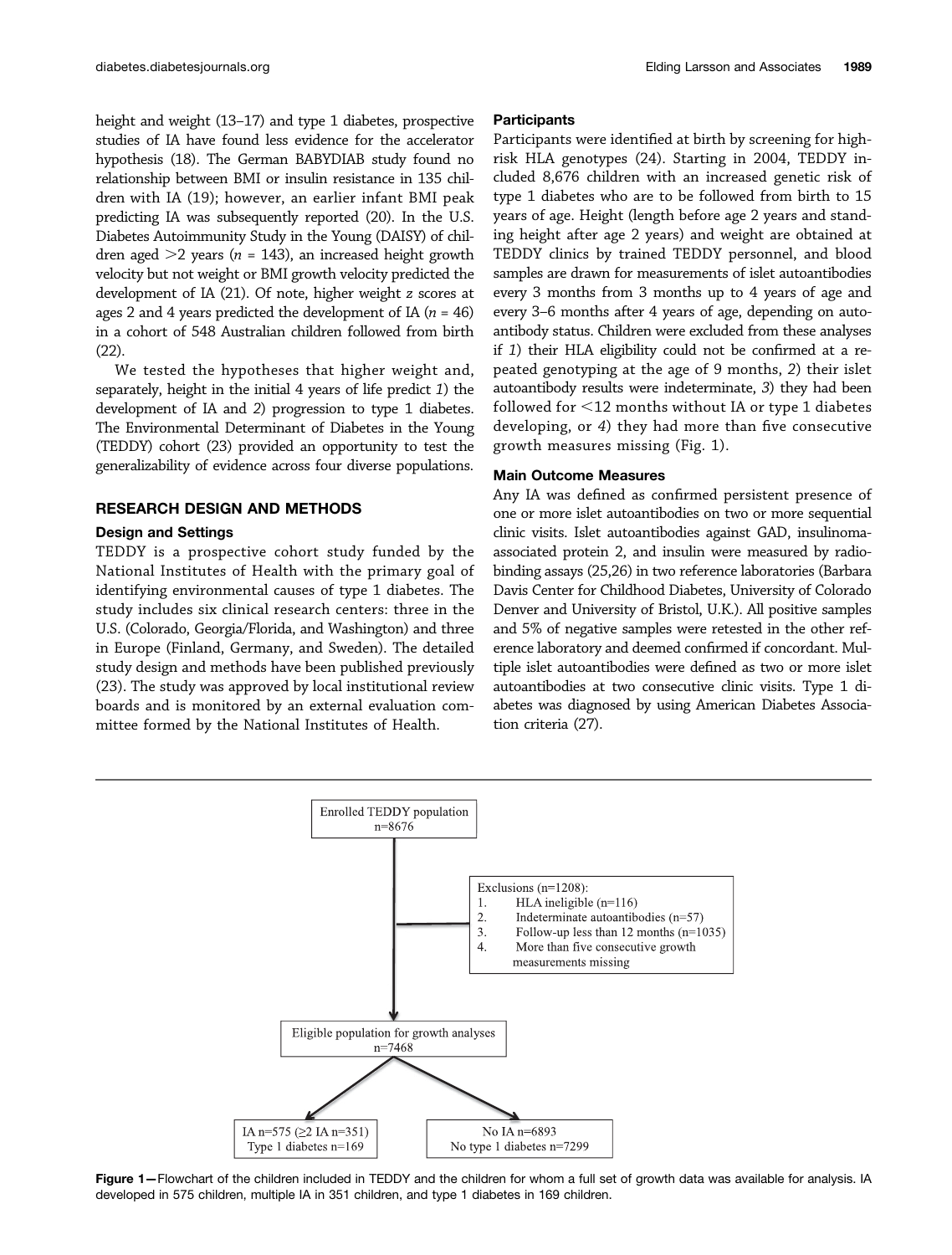height and weight (13–17) and type 1 diabetes, prospective studies of IA have found less evidence for the accelerator hypothesis (18). The German BABYDIAB study found no relationship between BMI or insulin resistance in 135 children with IA (19); however, an earlier infant BMI peak predicting IA was subsequently reported (20). In the U.S. Diabetes Autoimmunity Study in the Young (DAISY) of children aged >2 years ($n$ = 143), an increased height growth velocity but not weight or BMI growth velocity predicted the development of IA (21). Of note, higher weight $z$ scores at ages 2 and 4 years predicted the development of IA ($n$ = 46) in a cohort of 548 Australian children followed from birth (22).

We tested the hypotheses that higher weight and, separately, height in the initial 4 years of life predict *1*) the development of IA and *2*) progression to type 1 diabetes. The Environmental Determinant of Diabetes in the Young (TEDDY) cohort (23) provided an opportunity to test the generalizability of evidence across four diverse populations.

## RESEARCH DESIGN AND METHODS

### Design and Settings

TEDDY is a prospective cohort study funded by the National Institutes of Health with the primary goal of identifying environmental causes of type 1 diabetes. The study includes six clinical research centers: three in the U.S. (Colorado, Georgia/Florida, and Washington) and three in Europe (Finland, Germany, and Sweden). The detailed study design and methods have been published previously (23). The study was approved by local institutional review boards and is monitored by an external evaluation committee formed by the National Institutes of Health.

### Participants

Participants were identified at birth by screening for high-risk HLA genotypes (24). Starting in 2004, TEDDY included 8,676 children with an increased genetic risk of type 1 diabetes who are to be followed from birth to 15 years of age. Height (length before age 2 years and standing height after age 2 years) and weight are obtained at TEDDY clinics by trained TEDDY personnel, and blood samples are drawn for measurements of islet autoantibodies every 3 months from 3 months up to 4 years of age and every 3–6 months after 4 years of age, depending on autoantibody status. Children were excluded from these analyses if *1*) their HLA eligibility could not be confirmed at a repeated genotyping at the age of 9 months, *2*) their islet autoantibody results were indeterminate, *3*) they had been followed for <12 months without IA or type 1 diabetes developing, or *4*) they had more than five consecutive growth measures missing (Fig. 1).

### Main Outcome Measures

Any IA was defined as confirmed persistent presence of one or more islet autoantibodies on two or more sequential clinic visits. Islet autoantibodies against GAD, insulinoma-associated protein 2, and insulin were measured by radiobinding assays (25,26) in two reference laboratories (Barbara Davis Center for Childhood Diabetes, University of Colorado Denver and University of Bristol, U.K.). All positive samples and 5% of negative samples were retested in the other reference laboratory and deemed confirmed if concordant. Multiple islet autoantibodies were defined as two or more islet autoantibodies at two consecutive clinic visits. Type 1 diabetes was diagnosed by using American Diabetes Association criteria (27).

Enrolled TEDDY population
n=8676

Exclusions (n=1208):
1. HLA ineligible (n=116)
2. Indeterminate autoantibodies (n=57)
3. Follow-up less than 12 months (n=1035)
4. More than five consecutive growth measurements missing

Eligible population for growth analyses
n=7468

IA n=575 (≥2 IA n=351)
Type 1 diabetes n=169

No IA n=6893
No type 1 diabetes n=7299

**Figure 1**—Flowchart of the children included in TEDDY and the children for whom a full set of growth data was available for analysis. IA developed in 575 children, multiple IA in 351 children, and type 1 diabetes in 169 children.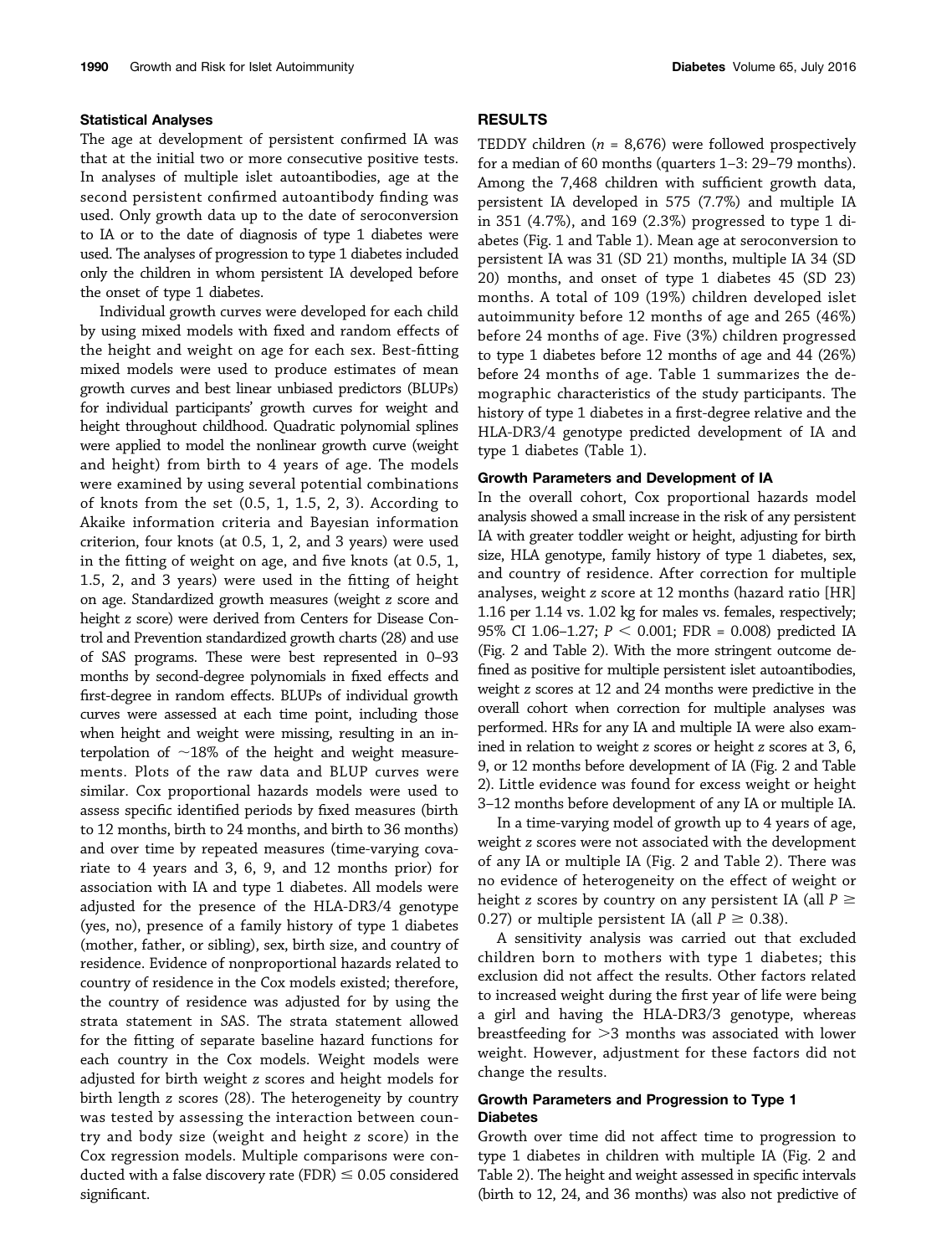### Statistical Analyses

The age at development of persistent confirmed IA was that at the initial two or more consecutive positive tests. In analyses of multiple islet autoantibodies, age at the second persistent confirmed autoantibody finding was used. Only growth data up to the date of seroconversion to IA or to the date of diagnosis of type 1 diabetes were used. The analyses of progression to type 1 diabetes included only the children in whom persistent IA developed before the onset of type 1 diabetes.

Individual growth curves were developed for each child by using mixed models with fixed and random effects of the height and weight on age for each sex. Best-fitting mixed models were used to produce estimates of mean growth curves and best linear unbiased predictors (BLUPs) for individual participants' growth curves for weight and height throughout childhood. Quadratic polynomial splines were applied to model the nonlinear growth curve (weight and height) from birth to 4 years of age. The models were examined by using several potential combinations of knots from the set (0.5, 1, 1.5, 2, 3). According to Akaike information criteria and Bayesian information criterion, four knots (at 0.5, 1, 2, and 3 years) were used in the fitting of weight on age, and five knots (at 0.5, 1, 1.5, 2, and 3 years) were used in the fitting of height on age. Standardized growth measures (weight z score and height z score) were derived from Centers for Disease Control and Prevention standardized growth charts (28) and use of SAS programs. These were best represented in 0–93 months by second-degree polynomials in fixed effects and first-degree in random effects. BLUPs of individual growth curves were assessed at each time point, including those when height and weight were missing, resulting in an interpolation of ~18% of the height and weight measurements. Plots of the raw data and BLUP curves were similar. Cox proportional hazards models were used to assess specific identified periods by fixed measures (birth to 12 months, birth to 24 months, and birth to 36 months) and over time by repeated measures (time-varying covariate to 4 years and 3, 6, 9, and 12 months prior) for association with IA and type 1 diabetes. All models were adjusted for the presence of the HLA-DR3/4 genotype (yes, no), presence of a family history of type 1 diabetes (mother, father, or sibling), sex, birth size, and country of residence. Evidence of nonproportional hazards related to country of residence in the Cox models existed; therefore, the country of residence was adjusted for by using the strata statement in SAS. The strata statement allowed for the fitting of separate baseline hazard functions for each country in the Cox models. Weight models were adjusted for birth weight z scores and height models for birth length z scores (28). The heterogeneity by country was tested by assessing the interaction between country and body size (weight and height z score) in the Cox regression models. Multiple comparisons were conducted with a false discovery rate (FDR) $\leq 0.05$ considered significant.

## RESULTS

TEDDY children ($n$ = 8,676) were followed prospectively for a median of 60 months (quarters 1–3: 29–79 months). Among the 7,468 children with sufficient growth data, persistent IA developed in 575 (7.7%) and multiple IA in 351 (4.7%), and 169 (2.3%) progressed to type 1 diabetes (Fig. 1 and Table 1). Mean age at seroconversion to persistent IA was 31 (SD 21) months, multiple IA 34 (SD 20) months, and onset of type 1 diabetes 45 (SD 23) months. A total of 109 (19%) children developed islet autoimmunity before 12 months of age and 265 (46%) before 24 months of age. Five (3%) children progressed to type 1 diabetes before 12 months of age and 44 (26%) before 24 months of age. Table 1 summarizes the demographic characteristics of the study participants. The history of type 1 diabetes in a first-degree relative and the HLA-DR3/4 genotype predicted development of IA and type 1 diabetes (Table 1).

### Growth Parameters and Development of IA

In the overall cohort, Cox proportional hazards model analysis showed a small increase in the risk of any persistent IA with greater toddler weight or height, adjusting for birth size, HLA genotype, family history of type 1 diabetes, sex, and country of residence. After correction for multiple analyses, weight z score at 12 months (hazard ratio [HR] 1.16 per 1.14 vs. 1.02 kg for males vs. females, respectively; 95% CI 1.06–1.27; $P < 0.001$; FDR = 0.008) predicted IA (Fig. 2 and Table 2). With the more stringent outcome defined as positive for multiple persistent islet autoantibodies, weight z scores at 12 and 24 months were predictive in the overall cohort when correction for multiple analyses was performed. HRs for any IA and multiple IA were also examined in relation to weight z scores or height z scores at 3, 6, 9, or 12 months before development of IA (Fig. 2 and Table 2). Little evidence was found for excess weight or height 3–12 months before development of any IA or multiple IA.

In a time-varying model of growth up to 4 years of age, weight z scores were not associated with the development of any IA or multiple IA (Fig. 2 and Table 2). There was no evidence of heterogeneity on the effect of weight or height z scores by country on any persistent IA (all $P \geq 0.27$) or multiple persistent IA (all $P \geq 0.38$).

A sensitivity analysis was carried out that excluded children born to mothers with type 1 diabetes; this exclusion did not affect the results. Other factors related to increased weight during the first year of life were being a girl and having the HLA-DR3/3 genotype, whereas breastfeeding for >3 months was associated with lower weight. However, adjustment for these factors did not change the results.

### Growth Parameters and Progression to Type 1 Diabetes

Growth over time did not affect time to progression to type 1 diabetes in children with multiple IA (Fig. 2 and Table 2). The height and weight assessed in specific intervals (birth to 12, 24, and 36 months) was also not predictive of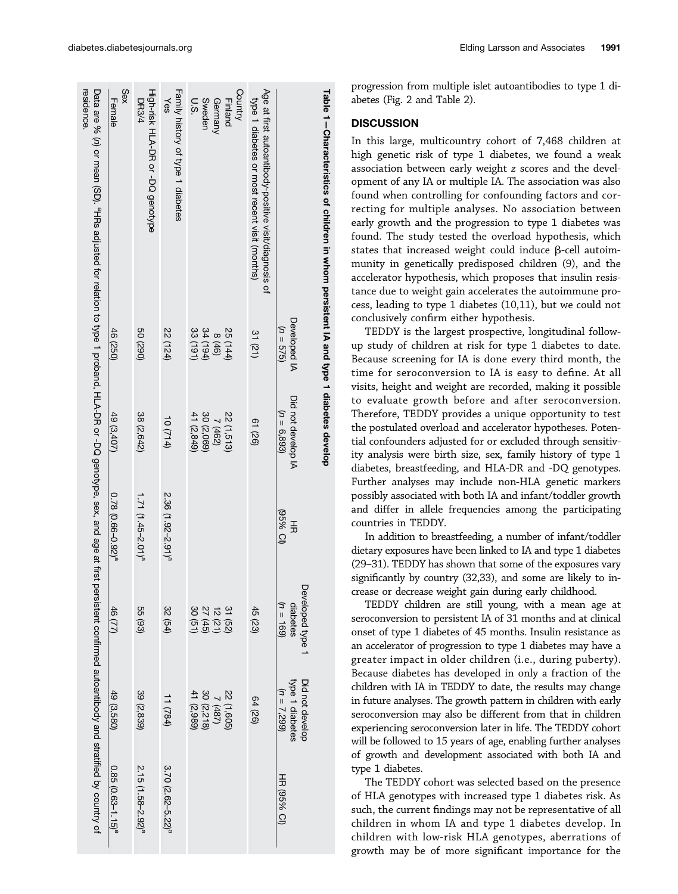**Table 1—Characteristics of children in whom persistent IA and type 1 diabetes develop**

| | Developed IA ($n$ = 575) | Did not develop IA ($n$ = 6,893) | HR (95% CI) | Developed type 1 diabetes ($n$ = 169) | Did not develop type 1 diabetes ($n$ = 7,299) | HR (95% CI) |
|---|---|---|---|---|---|---|
| Age at first autoantibody-positive visit/diagnosis of type 1 diabetes or most recent visit (months) | 31 (21) | 61 (26) | | 45 (23) | 64 (26) | |
| Country | | | | | | |
| Finland | 25 (144) | 22 (1,513) | | 31 (52) | 22 (1,605) | |
| Germany | 8 (46) | 7 (462) | | 12 (21) | 7 (487) | |
| Sweden | 34 (194) | 30 (2,069) | | 27 (45) | 30 (2,218) | |
| U.S. | 33 (191) | 41 (2,849) | | 30 (51) | 41 (2,989) | |
| Family history of type 1 diabetes | | | | | | |
| Yes | 22 (124) | 10 (714) | 2.36 (1.92–2.91)[a] | 32 (54) | 11 (784) | 3.70 (2.62–5.22)[a] |
| High-risk HLA-DR or -DQ genotype | | | | | | |
| DR3/4 | 50 (290) | 38 (2,642) | 1.71 (1.45–2.01)[a] | 55 (93) | 39 (2,839) | 2.15 (1.58–2.92)[a] |
| Sex | | | | | | |
| Female | 46 (250) | 49 (3,407) | 0.78 (0.66–0.92)[a] | 46 (77) | 49 (3,580) | 0.85 (0.63–1.15)[a] |

Data are % ($n$) or mean (SD). [a]HRs adjusted for relation to type 1 proband, HLA-DR or -DQ genotype, sex, and age at first persistent confirmed autoantibody and stratified by country of residence.

progression from multiple islet autoantibodies to type 1 diabetes (Fig. 2 and Table 2).

## DISCUSSION

In this large, multicountry cohort of 7,468 children at high genetic risk of type 1 diabetes, we found a weak association between early weight $z$ scores and the development of any IA or multiple IA. The association was also found when controlling for confounding factors and correcting for multiple analyses. No association between early growth and the progression to type 1 diabetes was found. The study tested the overload hypothesis, which states that increased weight could induce β-cell autoimmunity in genetically predisposed children (9), and the accelerator hypothesis, which proposes that insulin resistance due to weight gain accelerates the autoimmune process, leading to type 1 diabetes (10,11), but we could not conclusively confirm either hypothesis.

TEDDY is the largest prospective, longitudinal follow-up study of children at risk for type 1 diabetes to date. Because screening for IA is done every third month, the time for seroconversion to IA is easy to define. At all visits, height and weight are recorded, making it possible to evaluate growth before and after seroconversion. Therefore, TEDDY provides a unique opportunity to test the postulated overload and accelerator hypotheses. Potential confounders adjusted for or excluded through sensitivity analysis were birth size, sex, family history of type 1 diabetes, breastfeeding, and HLA-DR and -DQ genotypes. Further analyses may include non-HLA genetic markers possibly associated with both IA and infant/toddler growth and differ in allele frequencies among the participating countries in TEDDY.

In addition to breastfeeding, a number of infant/toddler dietary exposures have been linked to IA and type 1 diabetes (29–31). TEDDY has shown that some of the exposures vary significantly by country (32,33), and some are likely to increase or decrease weight gain during early childhood.

TEDDY children are still young, with a mean age at seroconversion to persistent IA of 31 months and at clinical onset of type 1 diabetes of 45 months. Insulin resistance as an accelerator of progression to type 1 diabetes may have a greater impact in older children (i.e., during puberty). Because diabetes has developed in only a fraction of the children with IA in TEDDY to date, the results may change in future analyses. The growth pattern in children with early seroconversion may also be different from that in children experiencing seroconversion later in life. The TEDDY cohort will be followed to 15 years of age, enabling further analyses of growth and development associated with both IA and type 1 diabetes.

The TEDDY cohort was selected based on the presence of HLA genotypes with increased type 1 diabetes risk. As such, the current findings may not be representative of all children in whom IA and type 1 diabetes develop. In children with low-risk HLA genotypes, aberrations of growth may be of more significant importance for the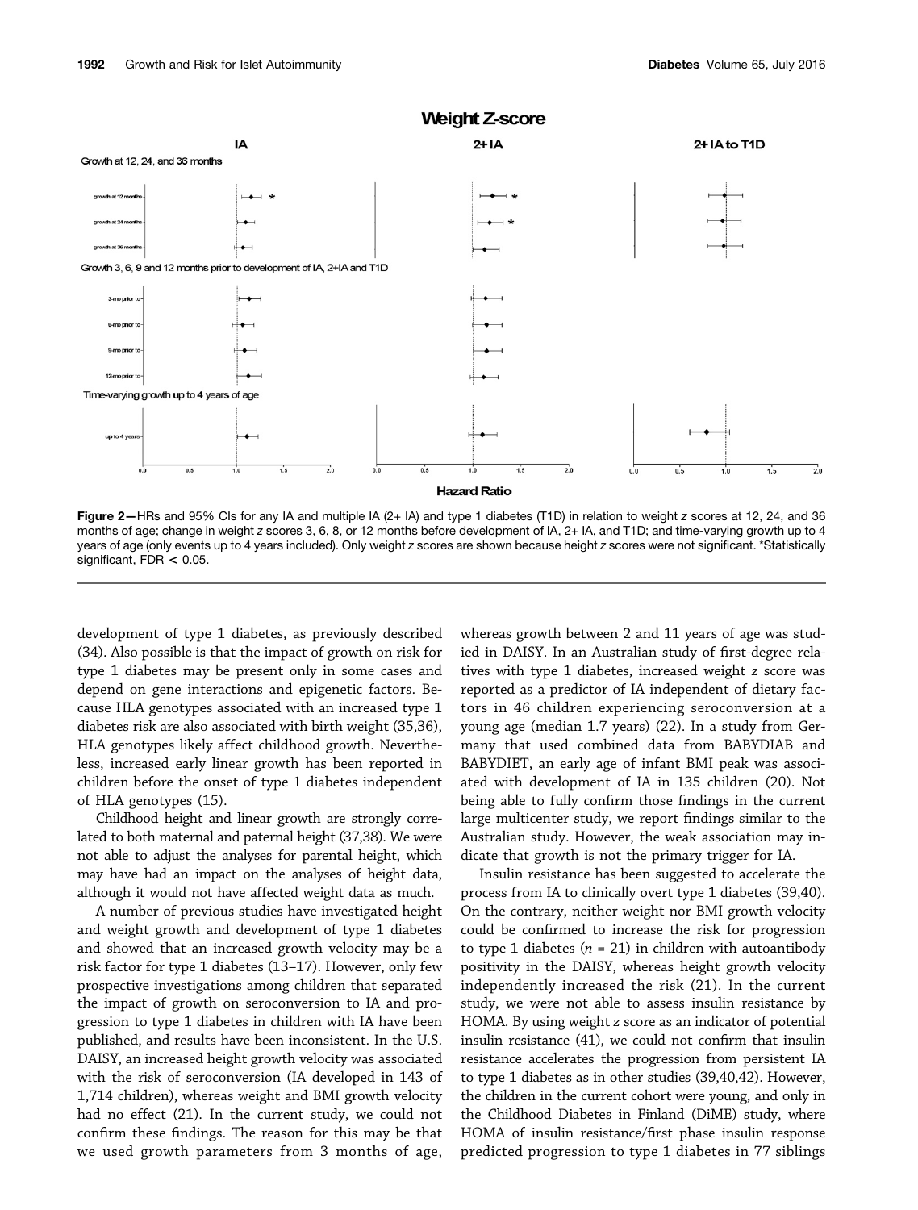**Figure 2**—HRs and 95% CIs for any IA and multiple IA (2+ IA) and type 1 diabetes (T1D) in relation to weight *z* scores at 12, 24, and 36 months of age; change in weight *z* scores 3, 6, 8, or 12 months before development of IA, 2+ IA, and T1D; and time-varying growth up to 4 years of age (only events up to 4 years included). Only weight *z* scores are shown because height *z* scores were not significant. *Statistically significant, FDR < 0.05.

development of type 1 diabetes, as previously described (34). Also possible is that the impact of growth on risk for type 1 diabetes may be present only in some cases and depend on gene interactions and epigenetic factors. Because HLA genotypes associated with an increased type 1 diabetes risk are also associated with birth weight (35,36), HLA genotypes likely affect childhood growth. Nevertheless, increased early linear growth has been reported in children before the onset of type 1 diabetes independent of HLA genotypes (15).

Childhood height and linear growth are strongly correlated to both maternal and paternal height (37,38). We were not able to adjust the analyses for parental height, which may have had an impact on the analyses of height data, although it would not have affected weight data as much.

A number of previous studies have investigated height and weight growth and development of type 1 diabetes and showed that an increased growth velocity may be a risk factor for type 1 diabetes (13–17). However, only few prospective investigations among children that separated the impact of growth on seroconversion to IA and progression to type 1 diabetes in children with IA have been published, and results have been inconsistent. In the U.S. DAISY, an increased height growth velocity was associated with the risk of seroconversion (IA developed in 143 of 1,714 children), whereas weight and BMI growth velocity had no effect (21). In the current study, we could not confirm these findings. The reason for this may be that we used growth parameters from 3 months of age, whereas growth between 2 and 11 years of age was studied in DAISY. In an Australian study of first-degree relatives with type 1 diabetes, increased weight *z* score was reported as a predictor of IA independent of dietary factors in 46 children experiencing seroconversion at a young age (median 1.7 years) (22). In a study from Germany that used combined data from BABYDIAB and BABYDIET, an early age of infant BMI peak was associated with development of IA in 135 children (20). Not being able to fully confirm those findings in the current large multicenter study, we report findings similar to the Australian study. However, the weak association may indicate that growth is not the primary trigger for IA.

Insulin resistance has been suggested to accelerate the process from IA to clinically overt type 1 diabetes (39,40). On the contrary, neither weight nor BMI growth velocity could be confirmed to increase the risk for progression to type 1 diabetes ($n$ = 21) in children with autoantibody positivity in the DAISY, whereas height growth velocity independently increased the risk (21). In the current study, we were not able to assess insulin resistance by HOMA. By using weight *z* score as an indicator of potential insulin resistance (41), we could not confirm that insulin resistance accelerates the progression from persistent IA to type 1 diabetes as in other studies (39,40,42). However, the children in the current cohort were young, and only in the Childhood Diabetes in Finland (DiME) study, where HOMA of insulin resistance/first phase insulin response predicted progression to type 1 diabetes in 77 siblings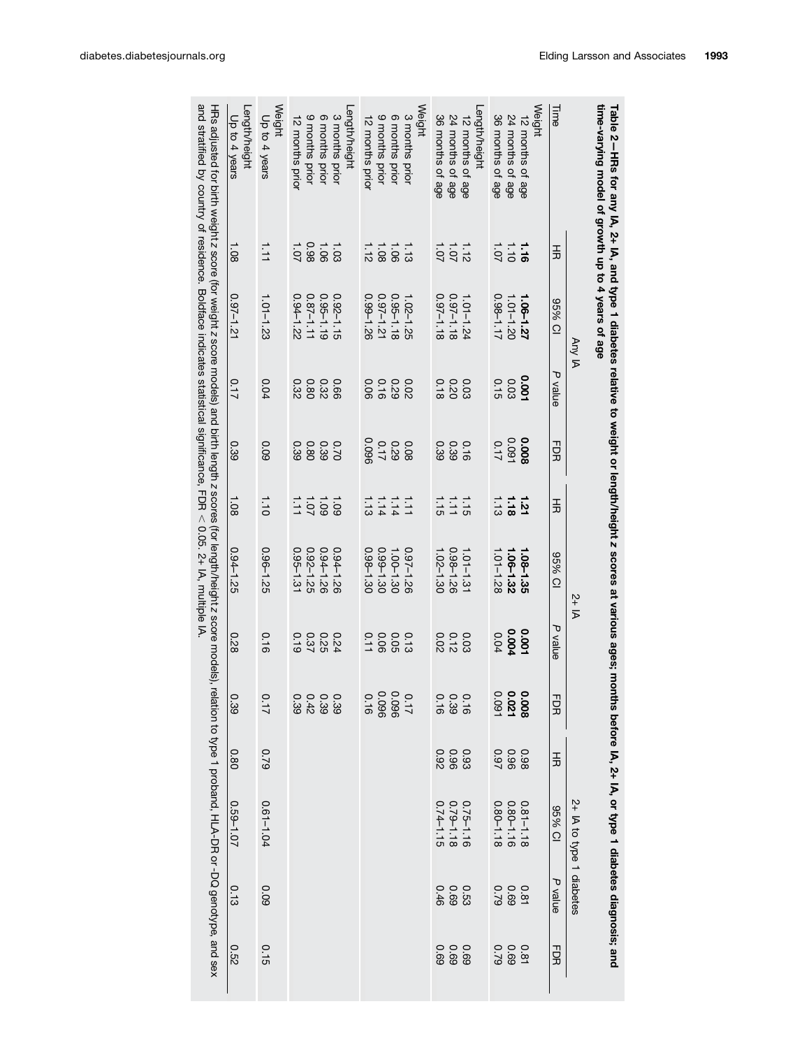**Table 2—HRs for any IA, 2+ IA, and type 1 diabetes relative to weight or length/height z scores at various ages; months before IA, 2+ IA, or type 1 diabetes diagnosis; and time-varying model of growth up to 4 years of age**

| Time | Any IA | | | | 2+ IA | | | | 2+ IA to type 1 diabetes | | | |
|---|---|---|---|---|---|---|---|---|---|---|---|---|
| | HR | 95% CI | *P* value | FDR | HR | 95% CI | *P* value | FDR | HR | 95% CI | *P* value | FDR |
| Weight | | | | | | | | | | | | |
| 12 months of age | **1.16** | **1.06–1.27** | **0.001** | **0.008** | **1.21** | **1.08–1.35** | **0.001** | **0.008** | 0.98 | 0.81–1.18 | 0.81 | 0.81 |
| 24 months of age | 1.10 | 1.01–1.20 | 0.03 | 0.091 | **1.18** | **1.06–1.32** | **0.004** | **0.021** | 0.96 | 0.80–1.16 | 0.69 | 0.69 |
| 36 months of age | 1.07 | 0.98–1.17 | 0.15 | 0.17 | 1.13 | 1.01–1.28 | 0.04 | 0.091 | 0.97 | 0.80–1.18 | 0.79 | 0.79 |
| Length/height | | | | | | | | | | | | |
| 12 months of age | 1.12 | 1.01–1.24 | 0.03 | 0.16 | 1.15 | 1.01–1.31 | 0.03 | 0.16 | 0.93 | 0.75–1.16 | 0.53 | 0.69 |
| 24 months of age | 1.07 | 0.97–1.18 | 0.20 | 0.39 | 1.11 | 0.98–1.26 | 0.12 | 0.39 | 0.96 | 0.79–1.18 | 0.69 | 0.69 |
| 36 months of age | 1.07 | 0.97–1.18 | 0.18 | 0.39 | 1.15 | 1.02–1.30 | 0.02 | 0.16 | 0.92 | 0.74–1.15 | 0.46 | 0.69 |
| Weight | | | | | | | | | | | | |
| 3 months prior | 1.13 | 1.02–1.25 | 0.02 | 0.08 | 1.11 | 0.97–1.26 | 0.13 | 0.17 | | | | |
| 6 months prior | 1.06 | 0.95–1.18 | 0.29 | 0.29 | 1.14 | 1.00–1.30 | 0.05 | 0.096 | | | | |
| 9 months prior | 1.08 | 0.97–1.21 | 0.16 | 0.17 | 1.14 | 0.99–1.30 | 0.06 | 0.096 | | | | |
| 12 months prior | 1.12 | 0.99–1.26 | 0.06 | 0.096 | 1.13 | 0.98–1.30 | 0.11 | 0.16 | | | | |
| Length/height | | | | | | | | | | | | |
| 3 months prior | 1.03 | 0.92–1.15 | 0.66 | 0.70 | 1.09 | 0.94–1.26 | 0.24 | 0.39 | | | | |
| 6 months prior | 1.06 | 0.95–1.19 | 0.32 | 0.39 | 1.09 | 0.94–1.26 | 0.25 | 0.39 | | | | |
| 9 months prior | 0.98 | 0.87–1.11 | 0.80 | 0.80 | 1.07 | 0.92–1.25 | 0.37 | 0.42 | | | | |
| 12 months prior | 1.07 | 0.94–1.22 | 0.32 | 0.39 | 1.11 | 0.95–1.31 | 0.19 | 0.39 | | | | |
| Weight | | | | | | | | | | | | |
| Up to 4 years | 1.11 | 1.01–1.23 | 0.04 | 0.09 | 1.10 | 0.96–1.25 | 0.16 | 0.17 | 0.79 | 0.61–1.04 | 0.09 | 0.15 |
| Length/height | | | | | | | | | | | | |
| Up to 4 years | 1.08 | 0.97–1.21 | 0.17 | 0.39 | 1.08 | 0.94–1.25 | 0.28 | 0.39 | 0.80 | 0.59–1.07 | 0.13 | 0.52 |

HRs adjusted for birth weight z score (for weight z score models) and birth length z scores (for length/height z score models), relation to type 1 proband, HLA-DR or -DQ genotype, and sex and stratified by country of residence. Boldface indicates statistical significance, FDR < 0.05. 2+ IA, multiple IA.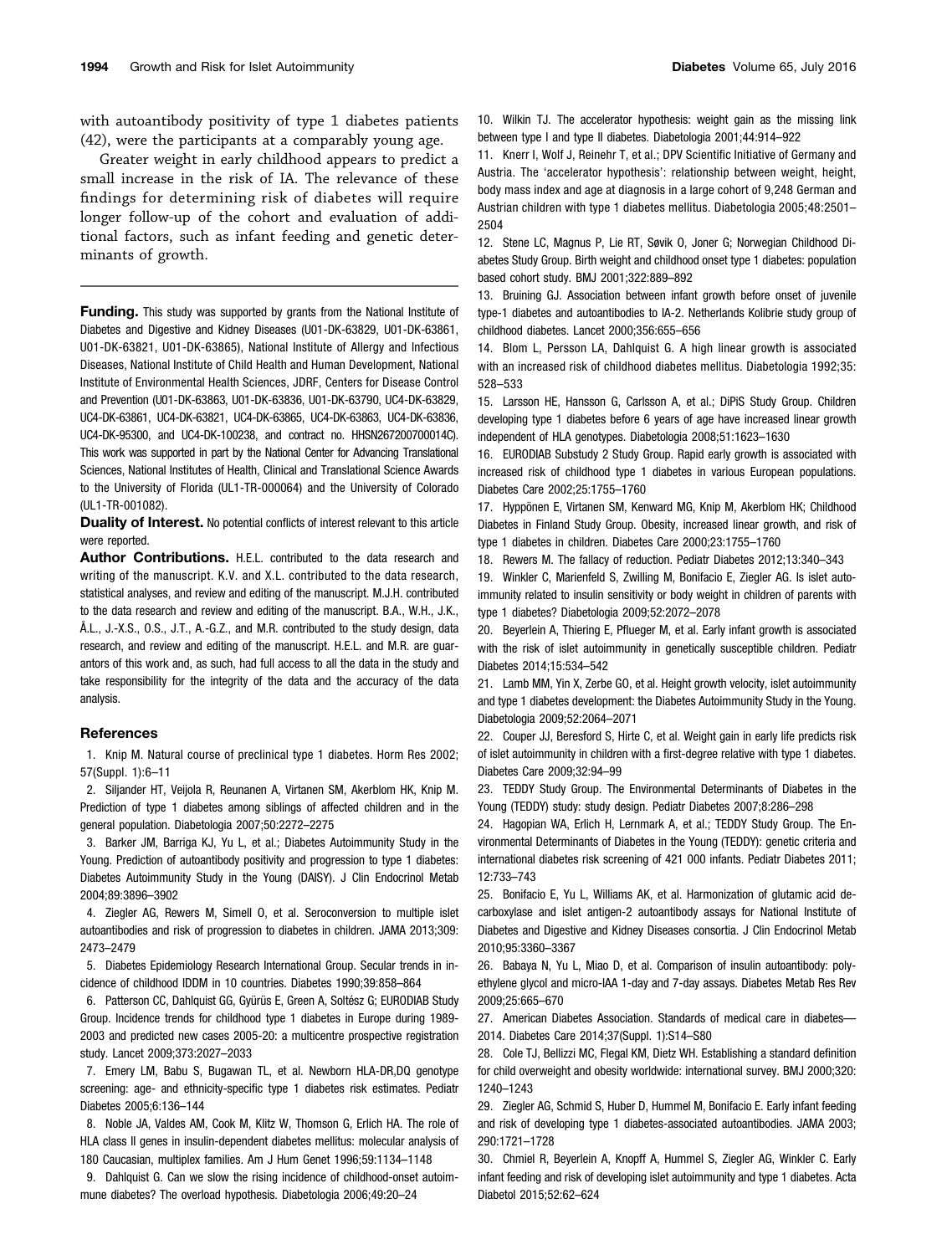with autoantibody positivity of type 1 diabetes patients (42), were the participants at a comparably young age.

Greater weight in early childhood appears to predict a small increase in the risk of IA. The relevance of these findings for determining risk of diabetes will require longer follow-up of the cohort and evaluation of additional factors, such as infant feeding and genetic determinants of growth.

**Funding.** This study was supported by grants from the National Institute of Diabetes and Digestive and Kidney Diseases (U01-DK-63829, U01-DK-63861, U01-DK-63821, U01-DK-63865), National Institute of Allergy and Infectious Diseases, National Institute of Child Health and Human Development, National Institute of Environmental Health Sciences, JDRF, Centers for Disease Control and Prevention (U01-DK-63863, U01-DK-63836, U01-DK-63790, UC4-DK-63829, UC4-DK-63861, UC4-DK-63821, UC4-DK-63865, UC4-DK-63863, UC4-DK-63836, UC4-DK-95300, and UC4-DK-100238, and contract no. HHSN267200700014C). This work was supported in part by the National Center for Advancing Translational Sciences, National Institutes of Health, Clinical and Translational Science Awards to the University of Florida (UL1-TR-000064) and the University of Colorado (UL1-TR-001082).

**Duality of Interest.** No potential conflicts of interest relevant to this article were reported.

**Author Contributions.** H.E.L. contributed to the data research and writing of the manuscript. K.V. and X.L. contributed to the data research, statistical analyses, and review and editing of the manuscript. M.J.H. contributed to the data research and review and editing of the manuscript. B.A., W.H., J.K., Å.L., J.-X.S., O.S., J.T., A.-G.Z., and M.R. contributed to the study design, data research, and review and editing of the manuscript. H.E.L. and M.R. are guarantors of this work and, as such, had full access to all the data in the study and take responsibility for the integrity of the data and the accuracy of the data analysis.

## References

1. Knip M. Natural course of preclinical type 1 diabetes. Horm Res 2002; 57(Suppl. 1):6–11
2. Siljander HT, Veijola R, Reunanen A, Virtanen SM, Akerblom HK, Knip M. Prediction of type 1 diabetes among siblings of affected children and in the general population. Diabetologia 2007;50:2272–2275
3. Barker JM, Barriga KJ, Yu L, et al.; Diabetes Autoimmunity Study in the Young. Prediction of autoantibody positivity and progression to type 1 diabetes: Diabetes Autoimmunity Study in the Young (DAISY). J Clin Endocrinol Metab 2004;89:3896–3902
4. Ziegler AG, Rewers M, Simell O, et al. Seroconversion to multiple islet autoantibodies and risk of progression to diabetes in children. JAMA 2013;309: 2473–2479
5. Diabetes Epidemiology Research International Group. Secular trends in incidence of childhood IDDM in 10 countries. Diabetes 1990;39:858–864
6. Patterson CC, Dahlquist GG, Gyürüs E, Green A, Soltész G; EURODIAB Study Group. Incidence trends for childhood type 1 diabetes in Europe during 1989-2003 and predicted new cases 2005-20: a multicentre prospective registration study. Lancet 2009;373:2027–2033
7. Emery LM, Babu S, Bugawan TL, et al. Newborn HLA-DR,DQ genotype screening: age- and ethnicity-specific type 1 diabetes risk estimates. Pediatr Diabetes 2005;6:136–144
8. Noble JA, Valdes AM, Cook M, Klitz W, Thomson G, Erlich HA. The role of HLA class II genes in insulin-dependent diabetes mellitus: molecular analysis of 180 Caucasian, multiplex families. Am J Hum Genet 1996;59:1134–1148
9. Dahlquist G. Can we slow the rising incidence of childhood-onset autoimmune diabetes? The overload hypothesis. Diabetologia 2006;49:20–24
10. Wilkin TJ. The accelerator hypothesis: weight gain as the missing link between type I and type II diabetes. Diabetologia 2001;44:914–922
11. Knerr I, Wolf J, Reinehr T, et al.; DPV Scientific Initiative of Germany and Austria. The 'accelerator hypothesis': relationship between weight, height, body mass index and age at diagnosis in a large cohort of 9,248 German and Austrian children with type 1 diabetes mellitus. Diabetologia 2005;48:2501–2504
12. Stene LC, Magnus P, Lie RT, Søvik O, Joner G; Norwegian Childhood Diabetes Study Group. Birth weight and childhood onset type 1 diabetes: population based cohort study. BMJ 2001;322:889–892
13. Bruining GJ. Association between infant growth before onset of juvenile type-1 diabetes and autoantibodies to IA-2. Netherlands Kolibrie study group of childhood diabetes. Lancet 2000;356:655–656
14. Blom L, Persson LA, Dahlquist G. A high linear growth is associated with an increased risk of childhood diabetes mellitus. Diabetologia 1992;35: 528–533
15. Larsson HE, Hansson G, Carlsson A, et al.; DiPiS Study Group. Children developing type 1 diabetes before 6 years of age have increased linear growth independent of HLA genotypes. Diabetologia 2008;51:1623–1630
16. EURODIAB Substudy 2 Study Group. Rapid early growth is associated with increased risk of childhood type 1 diabetes in various European populations. Diabetes Care 2002;25:1755–1760
17. Hyppönen E, Virtanen SM, Kenward MG, Knip M, Akerblom HK; Childhood Diabetes in Finland Study Group. Obesity, increased linear growth, and risk of type 1 diabetes in children. Diabetes Care 2000;23:1755–1760
18. Rewers M. The fallacy of reduction. Pediatr Diabetes 2012;13:340–343
19. Winkler C, Marienfeld S, Zwilling M, Bonifacio E, Ziegler AG. Is islet autoimmunity related to insulin sensitivity or body weight in children of parents with type 1 diabetes? Diabetologia 2009;52:2072–2078
20. Beyerlein A, Thiering E, Pflueger M, et al. Early infant growth is associated with the risk of islet autoimmunity in genetically susceptible children. Pediatr Diabetes 2014;15:534–542
21. Lamb MM, Yin X, Zerbe GO, et al. Height growth velocity, islet autoimmunity and type 1 diabetes development: the Diabetes Autoimmunity Study in the Young. Diabetologia 2009;52:2064–2071
22. Couper JJ, Beresford S, Hirte C, et al. Weight gain in early life predicts risk of islet autoimmunity in children with a first-degree relative with type 1 diabetes. Diabetes Care 2009;32:94–99
23. TEDDY Study Group. The Environmental Determinants of Diabetes in the Young (TEDDY) study: study design. Pediatr Diabetes 2007;8:286–298
24. Hagopian WA, Erlich H, Lernmark A, et al.; TEDDY Study Group. The Environmental Determinants of Diabetes in the Young (TEDDY): genetic criteria and international diabetes risk screening of 421 000 infants. Pediatr Diabetes 2011; 12:733–743
25. Bonifacio E, Yu L, Williams AK, et al. Harmonization of glutamic acid decarboxylase and islet antigen-2 autoantibody assays for National Institute of Diabetes and Digestive and Kidney Diseases consortia. J Clin Endocrinol Metab 2010;95:3360–3367
26. Babaya N, Yu L, Miao D, et al. Comparison of insulin autoantibody: polyethylene glycol and micro-IAA 1-day and 7-day assays. Diabetes Metab Res Rev 2009;25:665–670
27. American Diabetes Association. Standards of medical care in diabetes—2014. Diabetes Care 2014;37(Suppl. 1):S14–S80
28. Cole TJ, Bellizzi MC, Flegal KM, Dietz WH. Establishing a standard definition for child overweight and obesity worldwide: international survey. BMJ 2000;320: 1240–1243
29. Ziegler AG, Schmid S, Huber D, Hummel M, Bonifacio E. Early infant feeding and risk of developing type 1 diabetes-associated autoantibodies. JAMA 2003; 290:1721–1728
30. Chmiel R, Beyerlein A, Knopff A, Hummel S, Ziegler AG, Winkler C. Early infant feeding and risk of developing islet autoimmunity and type 1 diabetes. Acta Diabetol 2015;52:62–624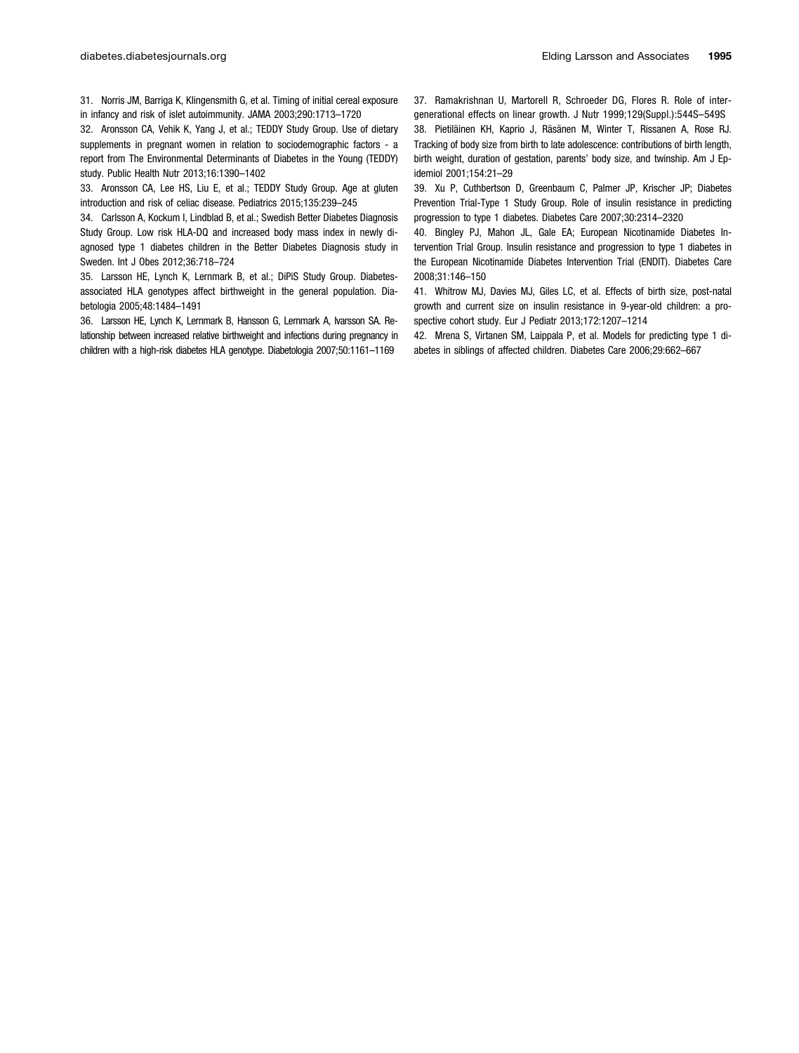31. Norris JM, Barriga K, Klingensmith G, et al. Timing of initial cereal exposure in infancy and risk of islet autoimmunity. JAMA 2003;290:1713–1720

32. Aronsson CA, Vehik K, Yang J, et al.; TEDDY Study Group. Use of dietary supplements in pregnant women in relation to sociodemographic factors - a report from The Environmental Determinants of Diabetes in the Young (TEDDY) study. Public Health Nutr 2013;16:1390–1402

33. Aronsson CA, Lee HS, Liu E, et al.; TEDDY Study Group. Age at gluten introduction and risk of celiac disease. Pediatrics 2015;135:239–245

34. Carlsson A, Kockum I, Lindblad B, et al.; Swedish Better Diabetes Diagnosis Study Group. Low risk HLA-DQ and increased body mass index in newly diagnosed type 1 diabetes children in the Better Diabetes Diagnosis study in Sweden. Int J Obes 2012;36:718–724

35. Larsson HE, Lynch K, Lernmark B, et al.; DiPiS Study Group. Diabetes-associated HLA genotypes affect birthweight in the general population. Diabetologia 2005;48:1484–1491

36. Larsson HE, Lynch K, Lernmark B, Hansson G, Lernmark A, Ivarsson SA. Relationship between increased relative birthweight and infections during pregnancy in children with a high-risk diabetes HLA genotype. Diabetologia 2007;50:1161–1169

37. Ramakrishnan U, Martorell R, Schroeder DG, Flores R. Role of intergenerational effects on linear growth. J Nutr 1999;129(Suppl.):544S–549S

38. Pietiläinen KH, Kaprio J, Räsänen M, Winter T, Rissanen A, Rose RJ. Tracking of body size from birth to late adolescence: contributions of birth length, birth weight, duration of gestation, parents' body size, and twinship. Am J Epidemiol 2001;154:21–29

39. Xu P, Cuthbertson D, Greenbaum C, Palmer JP, Krischer JP; Diabetes Prevention Trial-Type 1 Study Group. Role of insulin resistance in predicting progression to type 1 diabetes. Diabetes Care 2007;30:2314–2320

40. Bingley PJ, Mahon JL, Gale EA; European Nicotinamide Diabetes Intervention Trial Group. Insulin resistance and progression to type 1 diabetes in the European Nicotinamide Diabetes Intervention Trial (ENDIT). Diabetes Care 2008;31:146–150

41. Whitrow MJ, Davies MJ, Giles LC, et al. Effects of birth size, post-natal growth and current size on insulin resistance in 9-year-old children: a prospective cohort study. Eur J Pediatr 2013;172:1207–1214

42. Mrena S, Virtanen SM, Laippala P, et al. Models for predicting type 1 diabetes in siblings of affected children. Diabetes Care 2006;29:662–667